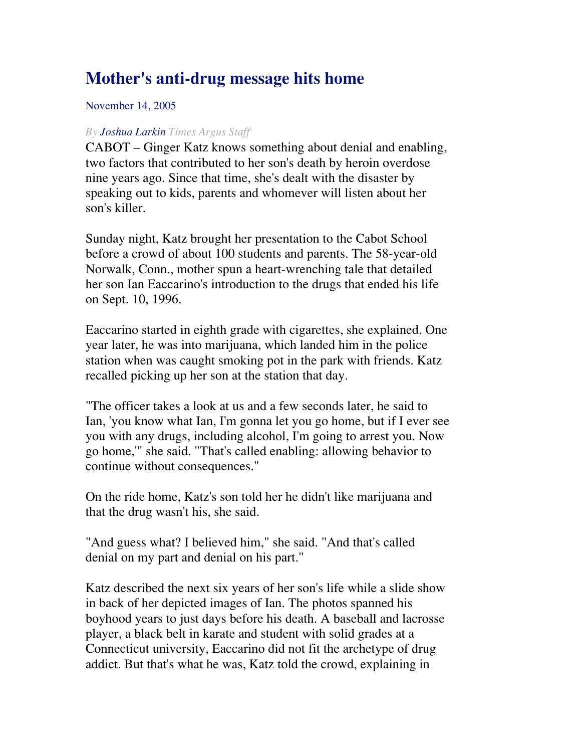# Mother's anti-drug message hits home

November 14, 2005

*By Joshua Larkin Times Argus Staff*

CABOT – Ginger Katz knows something about denial and enabling, two factors that contributed to her son's death by heroin overdose nine years ago. Since that time, she's dealt with the disaster by speaking out to kids, parents and whomever will listen about her son's killer.

Sunday night, Katz brought her presentation to the Cabot School before a crowd of about 100 students and parents. The 58-year-old Norwalk, Conn., mother spun a heart-wrenching tale that detailed her son Ian Eaccarino's introduction to the drugs that ended his life on Sept. 10, 1996.

Eaccarino started in eighth grade with cigarettes, she explained. One year later, he was into marijuana, which landed him in the police station when was caught smoking pot in the park with friends. Katz recalled picking up her son at the station that day.

"The officer takes a look at us and a few seconds later, he said to Ian, 'you know what Ian, I'm gonna let you go home, but if I ever see you with any drugs, including alcohol, I'm going to arrest you. Now go home,'" she said. "That's called enabling: allowing behavior to continue without consequences."

On the ride home, Katz's son told her he didn't like marijuana and that the drug wasn't his, she said.

"And guess what? I believed him," she said. "And that's called denial on my part and denial on his part."

Katz described the next six years of her son's life while a slide show in back of her depicted images of Ian. The photos spanned his boyhood years to just days before his death. A baseball and lacrosse player, a black belt in karate and student with solid grades at a Connecticut university, Eaccarino did not fit the archetype of drug addict. But that's what he was, Katz told the crowd, explaining in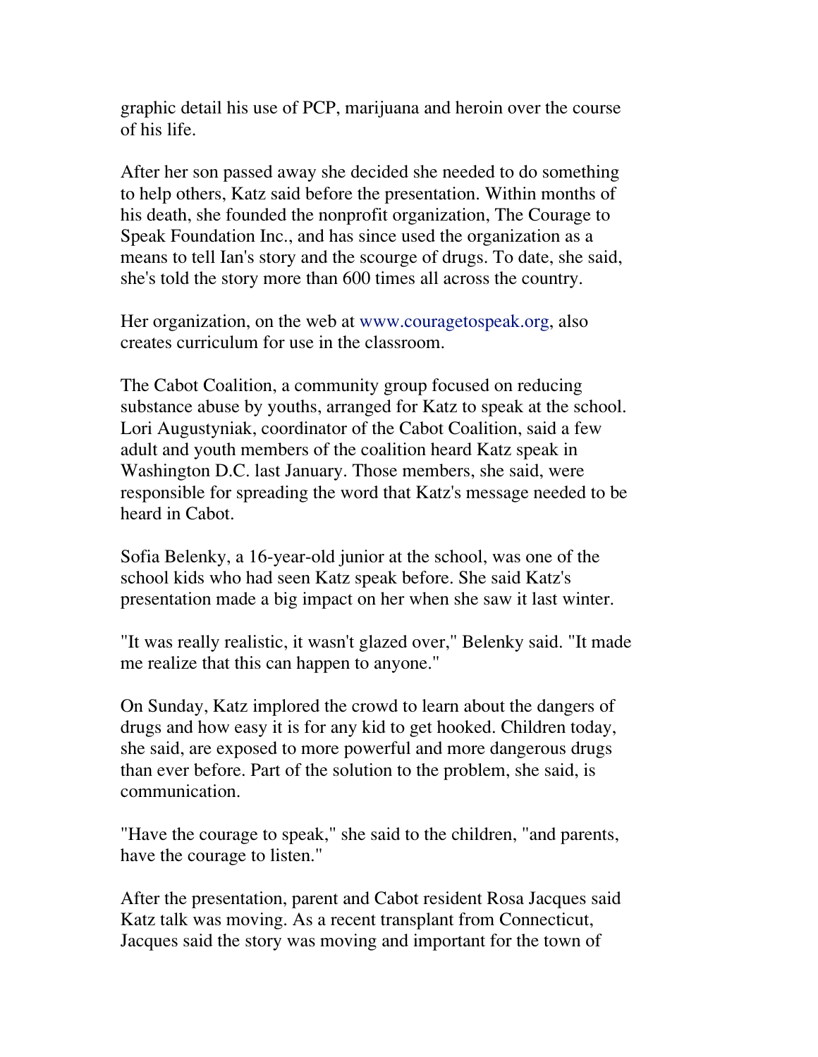graphic detail his use of PCP, marijuana and heroin over the course of his life.

After her son passed away she decided she needed to do something to help others, Katz said before the presentation. Within months of his death, she founded the nonprofit organization, The Courage to Speak Foundation Inc., and has since used the organization as a means to tell Ian's story and the scourge of drugs. To date, she said, she's told the story more than 600 times all across the country.

Her organization, on the web at www.couragetospeak.org, also creates curriculum for use in the classroom.

The Cabot Coalition, a community group focused on reducing substance abuse by youths, arranged for Katz to speak at the school. Lori Augustyniak, coordinator of the Cabot Coalition, said a few adult and youth members of the coalition heard Katz speak in Washington D.C. last January. Those members, she said, were responsible for spreading the word that Katz's message needed to be heard in Cabot.

Sofia Belenky, a 16-year-old junior at the school, was one of the school kids who had seen Katz speak before. She said Katz's presentation made a big impact on her when she saw it last winter.

"It was really realistic, it wasn't glazed over," Belenky said. "It made me realize that this can happen to anyone."

On Sunday, Katz implored the crowd to learn about the dangers of drugs and how easy it is for any kid to get hooked. Children today, she said, are exposed to more powerful and more dangerous drugs than ever before. Part of the solution to the problem, she said, is communication.

"Have the courage to speak," she said to the children, "and parents, have the courage to listen."

After the presentation, parent and Cabot resident Rosa Jacques said Katz talk was moving. As a recent transplant from Connecticut, Jacques said the story was moving and important for the town of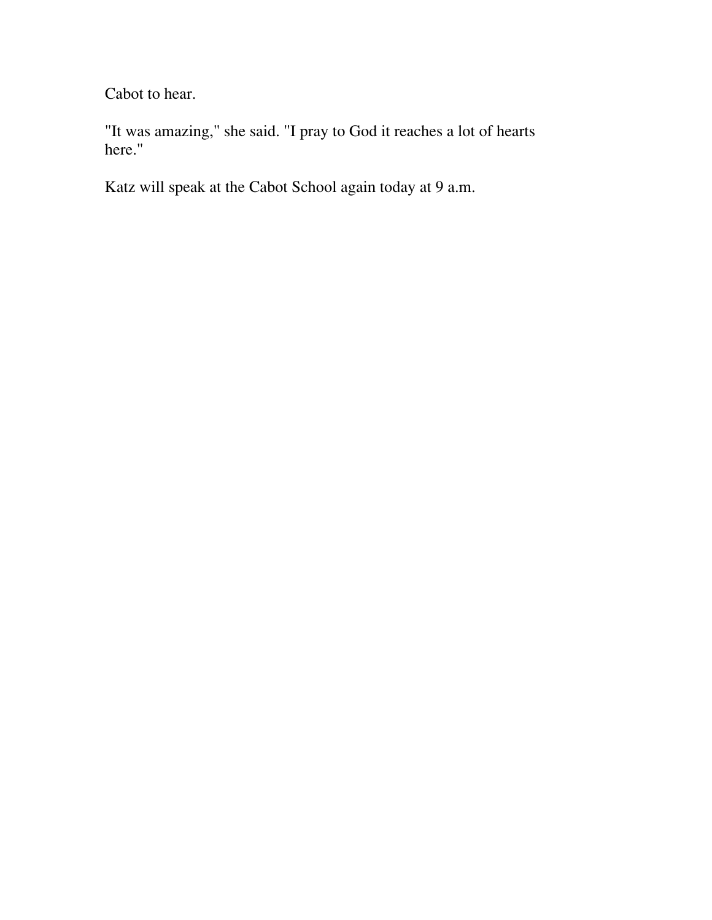Cabot to hear.

"It was amazing," she said. "I pray to God it reaches a lot of hearts here."

Katz will speak at the Cabot School again today at 9 a.m.